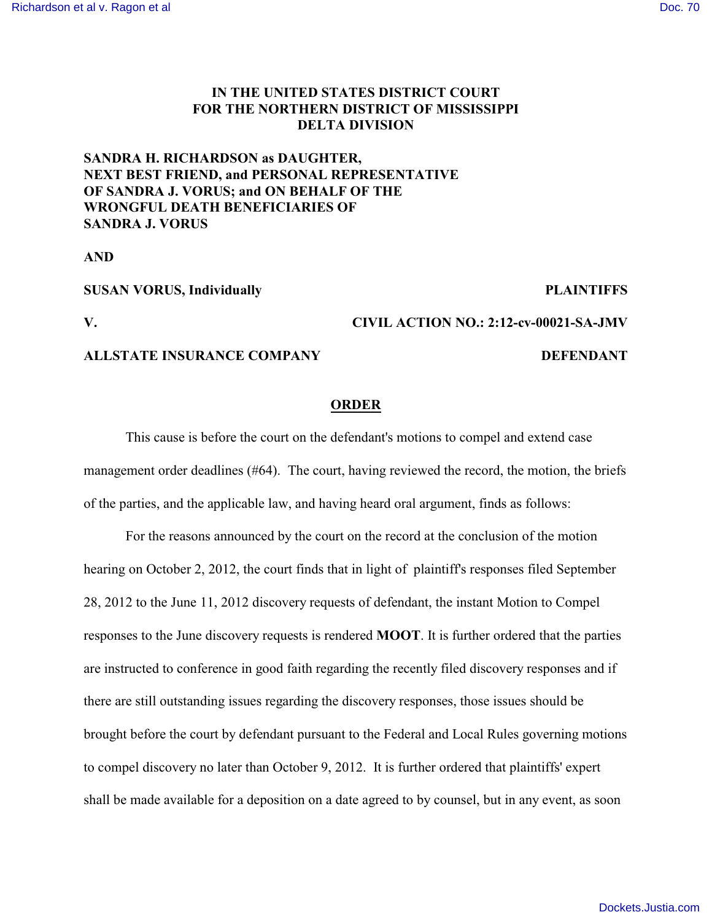**IN THE UNITED STATES DISTRICT COURT**
**FOR THE NORTHERN DISTRICT OF MISSISSIPPI**
**DELTA DIVISION**

**SANDRA H. RICHARDSON as DAUGHTER, NEXT BEST FRIEND, and PERSONAL REPRESENTATIVE OF SANDRA J. VORUS; and ON BEHALF OF THE WRONGFUL DEATH BENEFICIARIES OF SANDRA J. VORUS**

**AND**

**SUSAN VORUS, Individually** **PLAINTIFFS**

**V.** **CIVIL ACTION NO.: 2:12-cv-00021-SA-JMV**

**ALLSTATE INSURANCE COMPANY** **DEFENDANT**

## ORDER

This cause is before the court on the defendant's motions to compel and extend case management order deadlines (#64). The court, having reviewed the record, the motion, the briefs of the parties, and the applicable law, and having heard oral argument, finds as follows:

For the reasons announced by the court on the record at the conclusion of the motion hearing on October 2, 2012, the court finds that in light of plaintiff's responses filed September 28, 2012 to the June 11, 2012 discovery requests of defendant, the instant Motion to Compel responses to the June discovery requests is rendered **MOOT**. It is further ordered that the parties are instructed to conference in good faith regarding the recently filed discovery responses and if there are still outstanding issues regarding the discovery responses, those issues should be brought before the court by defendant pursuant to the Federal and Local Rules governing motions to compel discovery no later than October 9, 2012. It is further ordered that plaintiffs' expert shall be made available for a deposition on a date agreed to by counsel, but in any event, as soon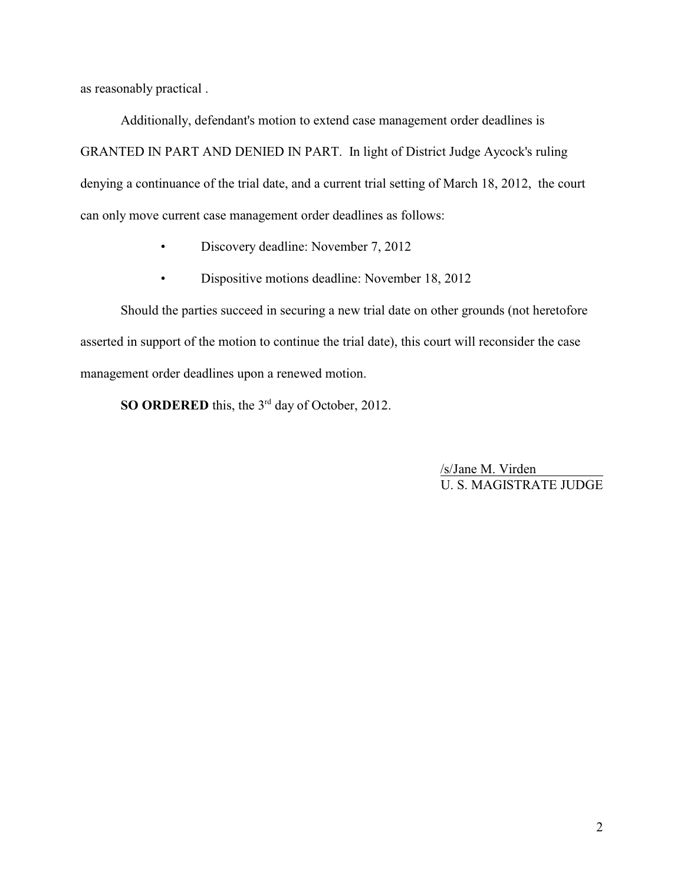as reasonably practical .

Additionally, defendant's motion to extend case management order deadlines is GRANTED IN PART AND DENIED IN PART. In light of District Judge Aycock's ruling denying a continuance of the trial date, and a current trial setting of March 18, 2012, the court can only move current case management order deadlines as follows:

- Discovery deadline: November 7, 2012
- Dispositive motions deadline: November 18, 2012

Should the parties succeed in securing a new trial date on other grounds (not heretofore asserted in support of the motion to continue the trial date), this court will reconsider the case management order deadlines upon a renewed motion.

**SO ORDERED** this, the 3rd day of October, 2012.

/s/Jane M. Virden
U. S. MAGISTRATE JUDGE